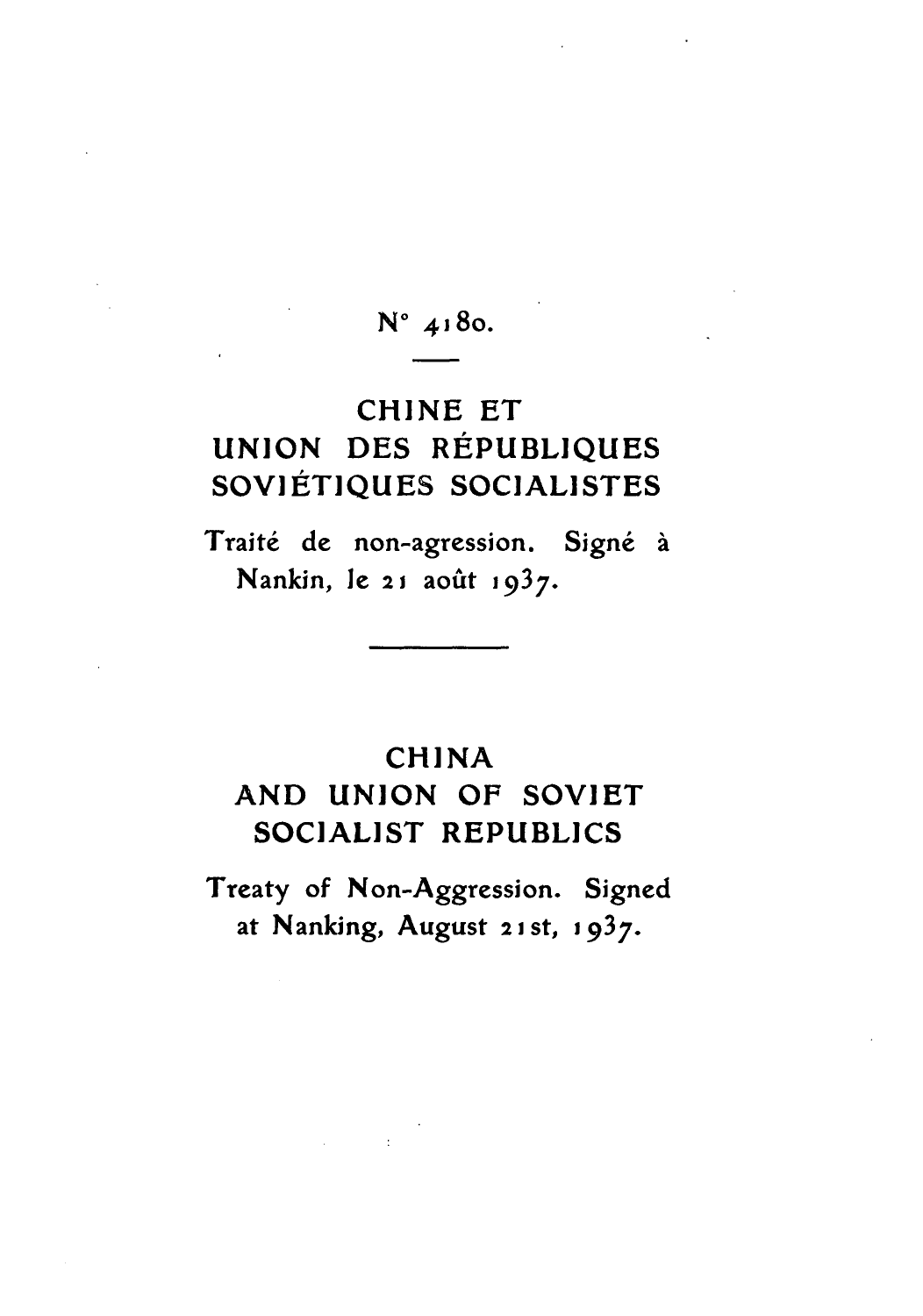N° 4180.

# CHINE ET UNION DES RÉPUBLIQUES SOVIÉTIQUES SOCIALISTES

Traité de non-agression. Signé à Nankin, le 21 août 1937.

---

# CHINA AND UNION OF SOVIET SOCIALIST REPUBLICS

Treaty of Non-Aggression. Signed at Nanking, August 21st, 1937.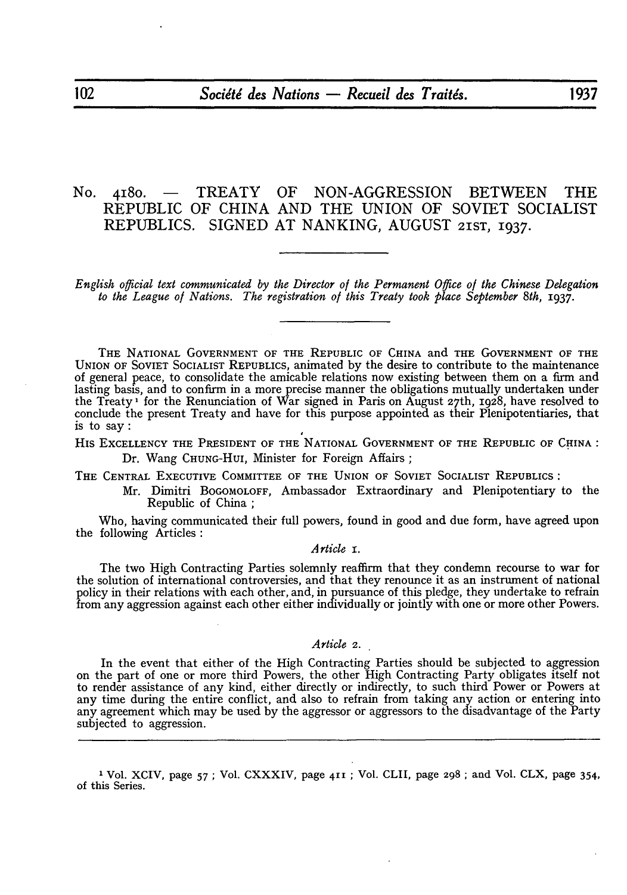# No. 4180. — TREATY OF NON-AGGRESSION BETWEEN THE REPUBLIC OF CHINA AND THE UNION OF SOVIET SOCIALIST REPUBLICS. SIGNED AT NANKING, AUGUST 21ST, 1937.

*English official text communicated by the Director of the Permanent Office of the Chinese Delegation to the League of Nations. The registration of this Treaty took place September 8th, 1937.*

THE NATIONAL GOVERNMENT OF THE REPUBLIC OF CHINA and THE GOVERNMENT OF THE UNION OF SOVIET SOCIALIST REPUBLICS, animated by the desire to contribute to the maintenance of general peace, to consolidate the amicable relations now existing between them on a firm and lasting basis, and to confirm in a more precise manner the obligations mutually undertaken under the Treaty[1] for the Renunciation of War signed in Paris on August 27th, 1928, have resolved to conclude the present Treaty and have for this purpose appointed as their Plenipotentiaries, that is to say :

HIS EXCELLENCY THE PRESIDENT OF THE NATIONAL GOVERNMENT OF THE REPUBLIC OF CHINA :

Dr. Wang CHUNG-HUI, Minister for Foreign Affairs ;

THE CENTRAL EXECUTIVE COMMITTEE OF THE UNION OF SOVIET SOCIALIST REPUBLICS :

Mr. Dimitri BOGOMOLOFF, Ambassador Extraordinary and Plenipotentiary to the Republic of China ;

Who, having communicated their full powers, found in good and due form, have agreed upon the following Articles :

*Article 1.*

The two High Contracting Parties solemnly reaffirm that they condemn recourse to war for the solution of international controversies, and that they renounce it as an instrument of national policy in their relations with each other, and, in pursuance of this pledge, they undertake to refrain from any aggression against each other either individually or jointly with one or more other Powers.

*Article 2.*

In the event that either of the High Contracting Parties should be subjected to aggression on the part of one or more third Powers, the other High Contracting Party obligates itself not to render assistance of any kind, either directly or indirectly, to such third Power or Powers at any time during the entire conflict, and also to refrain from taking any action or entering into any agreement which may be used by the aggressor or aggressors to the disadvantage of the Party subjected to aggression.

---

[1] Vol. XCIV, page 57 ; Vol. CXXXIV, page 411 ; Vol. CLII, page 298 ; and Vol. CLX, page 354, of this Series.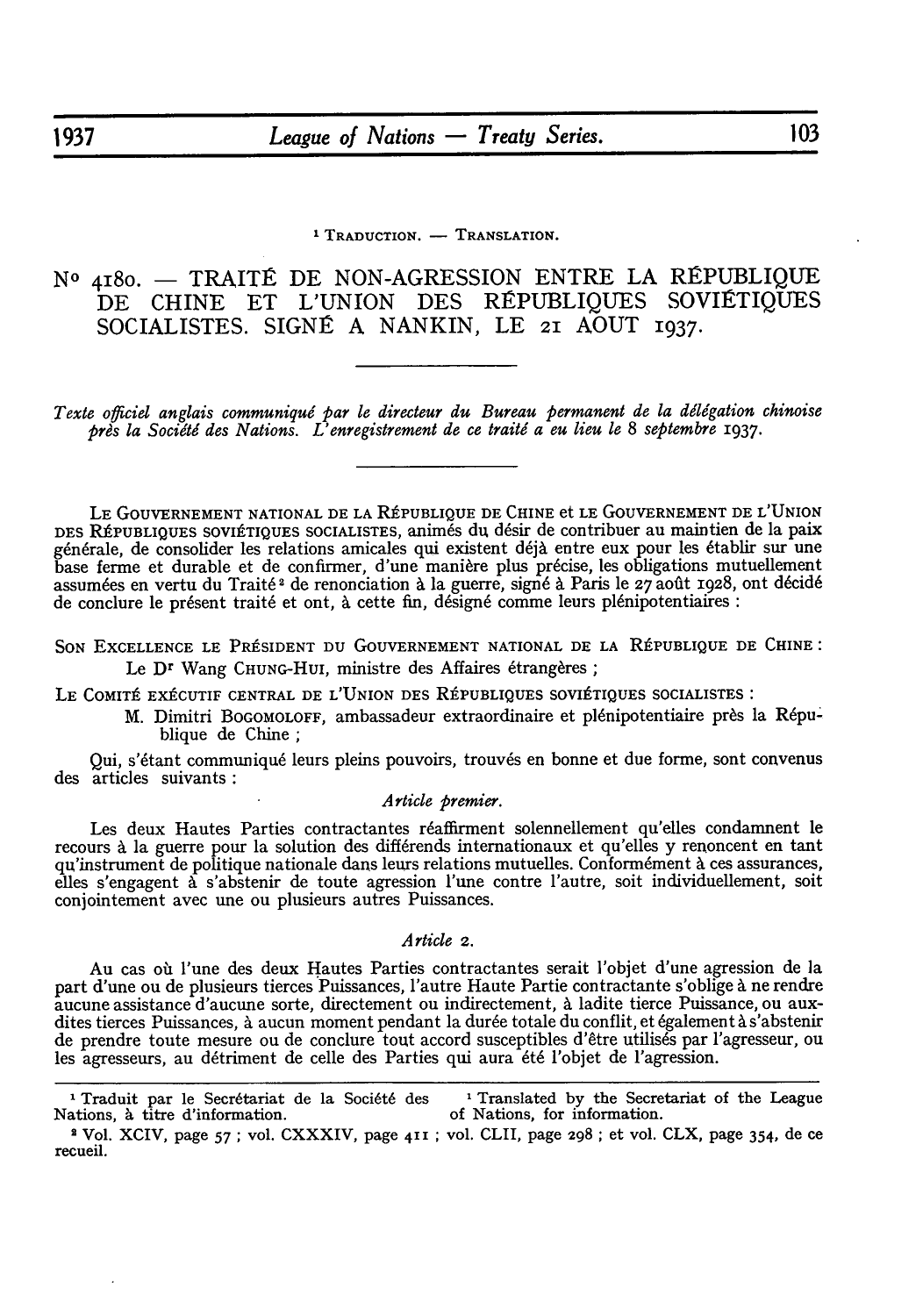[1] Traduction. — Translation.

# N° 4180. — TRAITÉ DE NON-AGRESSION ENTRE LA RÉPUBLIQUE DE CHINE ET L'UNION DES RÉPUBLIQUES SOVIÉTIQUES SOCIALISTES. SIGNÉ A NANKIN, LE 21 AOUT 1937.

*Texte officiel anglais communiqué par le directeur du Bureau permanent de la délégation chinoise près la Société des Nations. L'enregistrement de ce traité a eu lieu le 8 septembre 1937.*

Le Gouvernement national de la République de Chine et le Gouvernement de l'Union des Républiques soviétiques socialistes, animés du désir de contribuer au maintien de la paix générale, de consolider les relations amicales qui existent déjà entre eux pour les établir sur une base ferme et durable et de confirmer, d'une manière plus précise, les obligations mutuellement assumées en vertu du Traité[2] de renonciation à la guerre, signé à Paris le 27 août 1928, ont décidé de conclure le présent traité et ont, à cette fin, désigné comme leurs plénipotentiaires :

Son Excellence le Président du Gouvernement national de la République de Chine :

Le Dr Wang Chung-Hui, ministre des Affaires étrangères ;

Le Comité exécutif central de l'Union des Républiques soviétiques socialistes :

M. Dimitri Bogomoloff, ambassadeur extraordinaire et plénipotentiaire près la République de Chine ;

Qui, s'étant communiqué leurs pleins pouvoirs, trouvés en bonne et due forme, sont convenus des articles suivants :

*Article premier.*

Les deux Hautes Parties contractantes réaffirment solennellement qu'elles condamnent le recours à la guerre pour la solution des différends internationaux et qu'elles y renoncent en tant qu'instrument de politique nationale dans leurs relations mutuelles. Conformément à ces assurances, elles s'engagent à s'abstenir de toute agression l'une contre l'autre, soit individuellement, soit conjointement avec une ou plusieurs autres Puissances.

*Article 2.*

Au cas où l'une des deux Hautes Parties contractantes serait l'objet d'une agression de la part d'une ou de plusieurs tierces Puissances, l'autre Haute Partie contractante s'oblige à ne rendre aucune assistance d'aucune sorte, directement ou indirectement, à ladite tierce Puissance, ou auxdites tierces Puissances, à aucun moment pendant la durée totale du conflit, et également à s'abstenir de prendre toute mesure ou de conclure tout accord susceptibles d'être utilisés par l'agresseur, ou les agresseurs, au détriment de celle des Parties qui aura été l'objet de l'agression.

---

[1] Traduit par le Secrétariat de la Société des Nations, à titre d'information.

[1] Translated by the Secretariat of the League of Nations, for information.

[2] Vol. XCIV, page 57 ; vol. CXXXIV, page 411 ; vol. CLII, page 298 ; et vol. CLX, page 354, de ce recueil.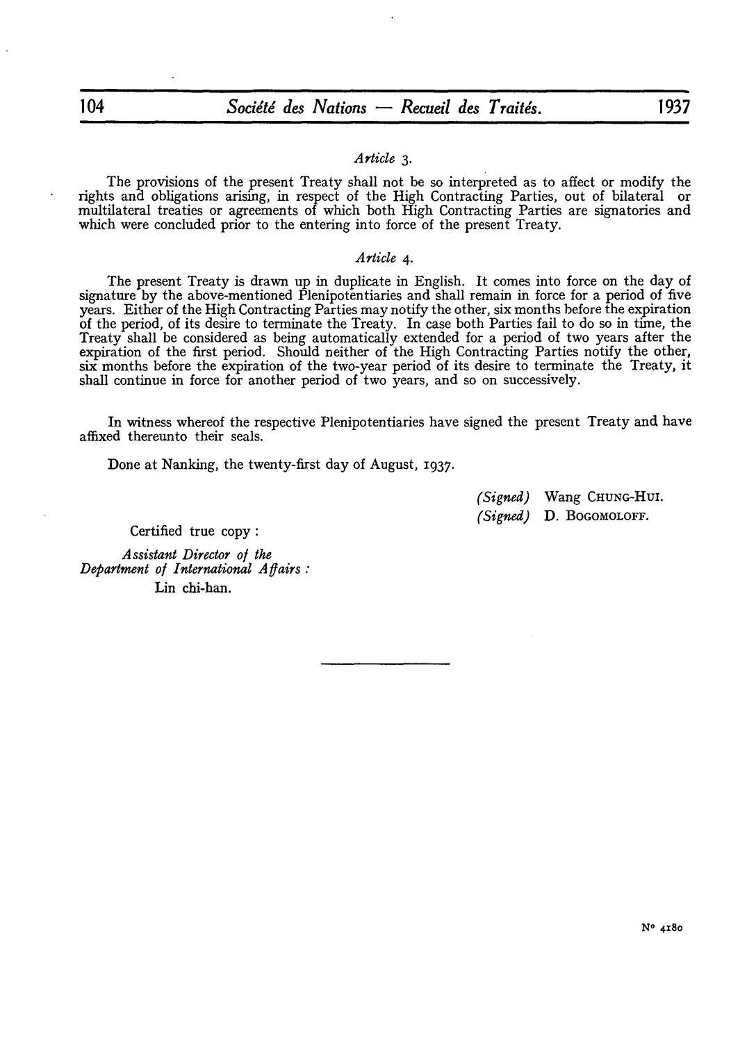*Article* 3.

The provisions of the present Treaty shall not be so interpreted as to affect or modify the rights and obligations arising, in respect of the High Contracting Parties, out of bilateral or multilateral treaties or agreements of which both High Contracting Parties are signatories and which were concluded prior to the entering into force of the present Treaty.

*Article* 4.

The present Treaty is drawn up in duplicate in English. It comes into force on the day of signature by the above-mentioned Plenipotentiaries and shall remain in force for a period of five years. Either of the High Contracting Parties may notify the other, six months before the expiration of the period, of its desire to terminate the Treaty. In case both Parties fail to do so in time, the Treaty shall be considered as being automatically extended for a period of two years after the expiration of the first period. Should neither of the High Contracting Parties notify the other, six months before the expiration of the two-year period of its desire to terminate the Treaty, it shall continue in force for another period of two years, and so on successively.

In witness whereof the respective Plenipotentiaries have signed the present Treaty and have affixed thereunto their seals.

Done at Nanking, the twenty-first day of August, 1937.

*(Signed)* Wang CHUNG-HUI.
*(Signed)* D. BOGOMOLOFF.

Certified true copy :

*Assistant Director of the Department of International Affairs :*
Lin chi-han.

N° 4180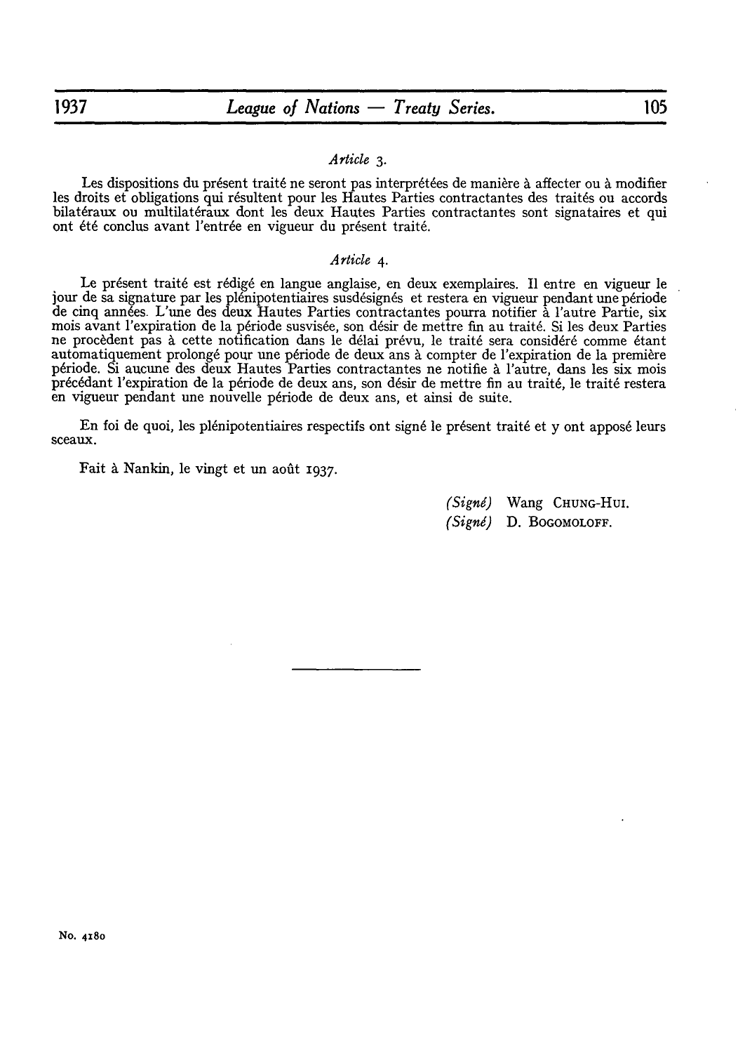*Article 3.*

Les dispositions du présent traité ne seront pas interprétées de manière à affecter ou à modifier les droits et obligations qui résultent pour les Hautes Parties contractantes des traités ou accords bilatéraux ou multilatéraux dont les deux Hautes Parties contractantes sont signataires et qui ont été conclus avant l'entrée en vigueur du présent traité.

*Article 4.*

Le présent traité est rédigé en langue anglaise, en deux exemplaires. Il entre en vigueur le jour de sa signature par les plénipotentiaires susdésignés et restera en vigueur pendant une période de cinq années. L'une des deux Hautes Parties contractantes pourra notifier à l'autre Partie, six mois avant l'expiration de la période susvisée, son désir de mettre fin au traité. Si les deux Parties ne procèdent pas à cette notification dans le délai prévu, le traité sera considéré comme étant automatiquement prolongé pour une période de deux ans à compter de l'expiration de la première période. Si aucune des deux Hautes Parties contractantes ne notifie à l'autre, dans les six mois précédant l'expiration de la période de deux ans, son désir de mettre fin au traité, le traité restera en vigueur pendant une nouvelle période de deux ans, et ainsi de suite.

En foi de quoi, les plénipotentiaires respectifs ont signé le présent traité et y ont apposé leurs sceaux.

Fait à Nankin, le vingt et un août 1937.

*(Signé)* Wang CHUNG-HUI.
*(Signé)* D. BOGOMOLOFF.

No. 4180